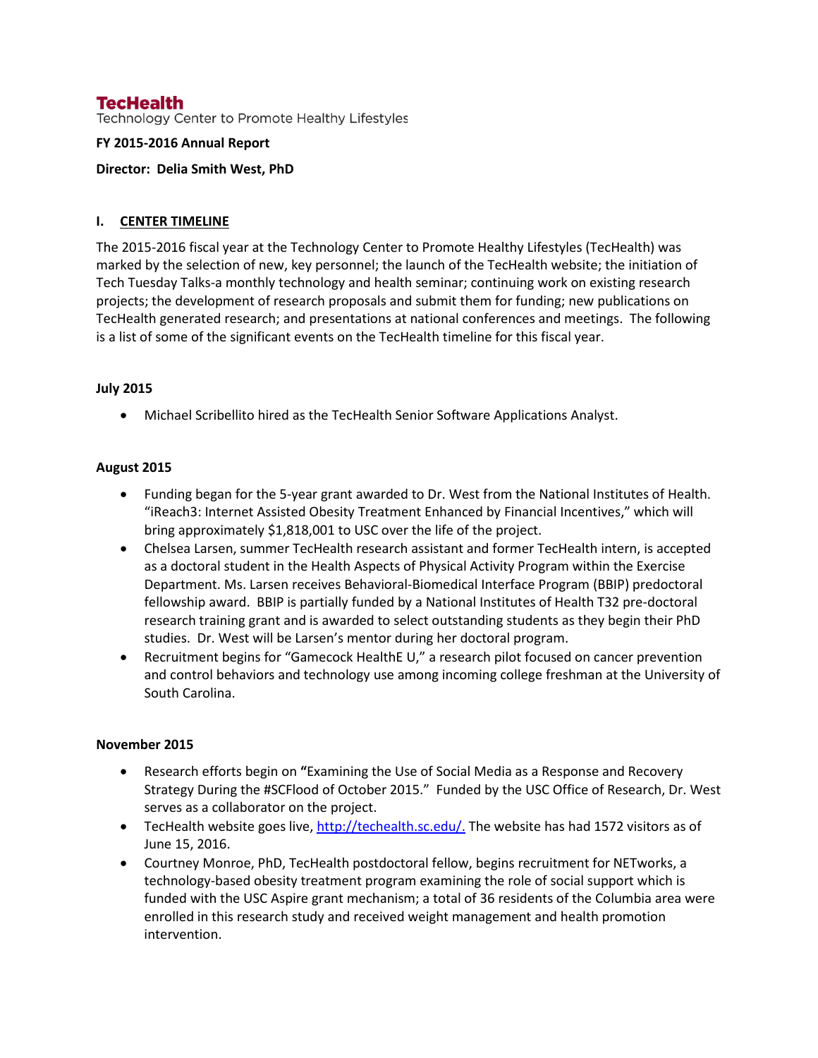# TecHealth

Technology Center to Promote Healthy Lifestyles

**FY 2015-2016 Annual Report**

**Director: Delia Smith West, PhD**

## I. CENTER TIMELINE

The 2015-2016 fiscal year at the Technology Center to Promote Healthy Lifestyles (TecHealth) was marked by the selection of new, key personnel; the launch of the TecHealth website; the initiation of Tech Tuesday Talks-a monthly technology and health seminar; continuing work on existing research projects; the development of research proposals and submit them for funding; new publications on TecHealth generated research; and presentations at national conferences and meetings. The following is a list of some of the significant events on the TecHealth timeline for this fiscal year.

**July 2015**

- Michael Scribellito hired as the TecHealth Senior Software Applications Analyst.

**August 2015**

- Funding began for the 5-year grant awarded to Dr. West from the National Institutes of Health. "iReach3: Internet Assisted Obesity Treatment Enhanced by Financial Incentives," which will bring approximately $1,818,001 to USC over the life of the project.
- Chelsea Larsen, summer TecHealth research assistant and former TecHealth intern, is accepted as a doctoral student in the Health Aspects of Physical Activity Program within the Exercise Department. Ms. Larsen receives Behavioral-Biomedical Interface Program (BBIP) predoctoral fellowship award. BBIP is partially funded by a National Institutes of Health T32 pre-doctoral research training grant and is awarded to select outstanding students as they begin their PhD studies. Dr. West will be Larsen's mentor during her doctoral program.
- Recruitment begins for "Gamecock HealthE U," a research pilot focused on cancer prevention and control behaviors and technology use among incoming college freshman at the University of South Carolina.

**November 2015**

- Research efforts begin on **"**Examining the Use of Social Media as a Response and Recovery Strategy During the #SCFlood of October 2015." Funded by the USC Office of Research, Dr. West serves as a collaborator on the project.
- TecHealth website goes live, http://techealth.sc.edu/. The website has had 1572 visitors as of June 15, 2016.
- Courtney Monroe, PhD, TecHealth postdoctoral fellow, begins recruitment for NETworks, a technology-based obesity treatment program examining the role of social support which is funded with the USC Aspire grant mechanism; a total of 36 residents of the Columbia area were enrolled in this research study and received weight management and health promotion intervention.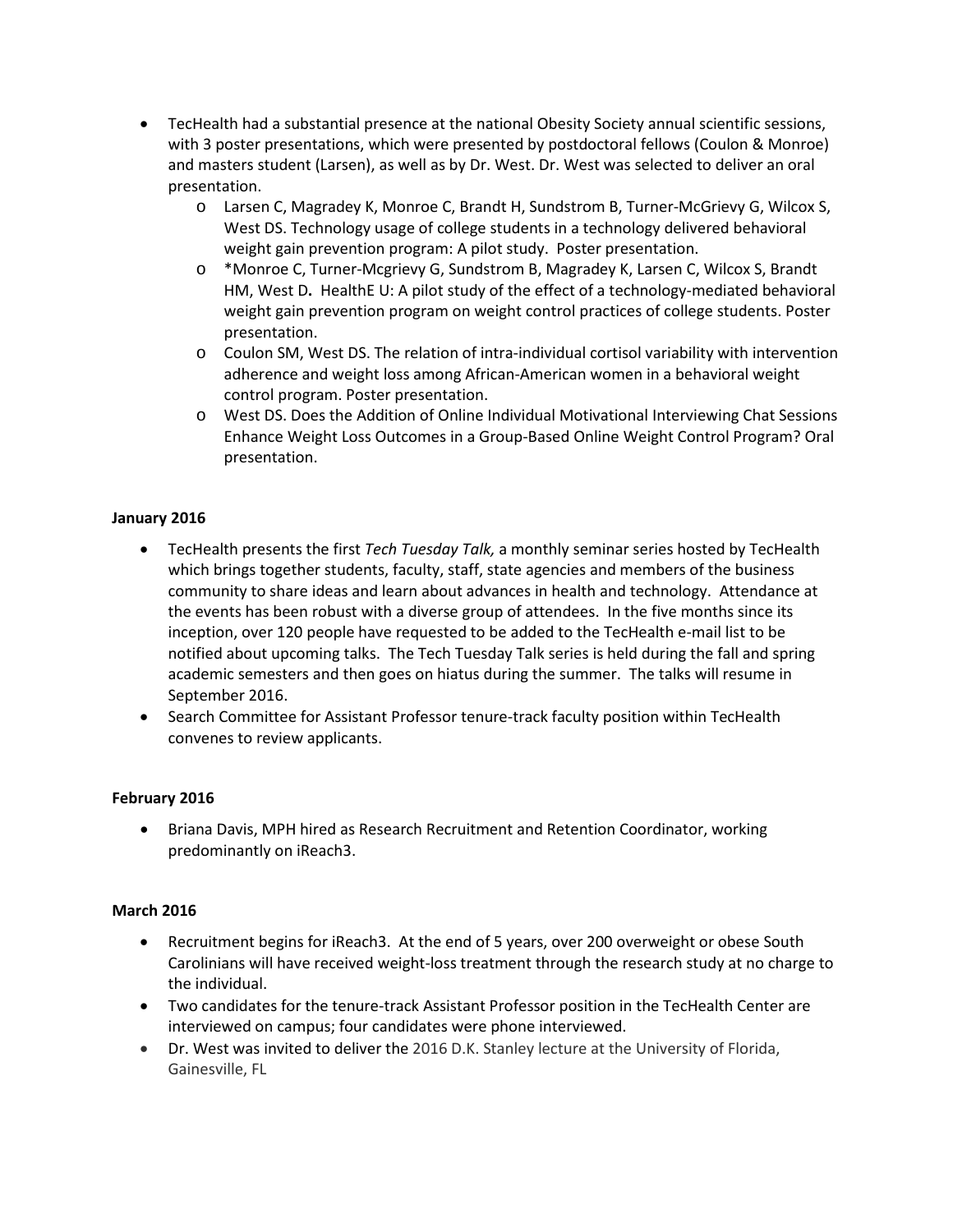- TecHealth had a substantial presence at the national Obesity Society annual scientific sessions, with 3 poster presentations, which were presented by postdoctoral fellows (Coulon & Monroe) and masters student (Larsen), as well as by Dr. West. Dr. West was selected to deliver an oral presentation.
  - Larsen C, Magradey K, Monroe C, Brandt H, Sundstrom B, Turner-McGrievy G, Wilcox S, West DS. Technology usage of college students in a technology delivered behavioral weight gain prevention program: A pilot study. Poster presentation.
  - *Monroe C, Turner-Mcgrievy G, Sundstrom B, Magradey K, Larsen C, Wilcox S, Brandt HM, West D**.** HealthE U: A pilot study of the effect of a technology-mediated behavioral weight gain prevention program on weight control practices of college students. Poster presentation.
  - Coulon SM, West DS. The relation of intra-individual cortisol variability with intervention adherence and weight loss among African-American women in a behavioral weight control program. Poster presentation.
  - West DS. Does the Addition of Online Individual Motivational Interviewing Chat Sessions Enhance Weight Loss Outcomes in a Group-Based Online Weight Control Program? Oral presentation.

**January 2016**

- TecHealth presents the first *Tech Tuesday Talk,* a monthly seminar series hosted by TecHealth which brings together students, faculty, staff, state agencies and members of the business community to share ideas and learn about advances in health and technology. Attendance at the events has been robust with a diverse group of attendees. In the five months since its inception, over 120 people have requested to be added to the TecHealth e-mail list to be notified about upcoming talks. The Tech Tuesday Talk series is held during the fall and spring academic semesters and then goes on hiatus during the summer. The talks will resume in September 2016.
- Search Committee for Assistant Professor tenure-track faculty position within TecHealth convenes to review applicants.

**February 2016**

- Briana Davis, MPH hired as Research Recruitment and Retention Coordinator, working predominantly on iReach3.

**March 2016**

- Recruitment begins for iReach3. At the end of 5 years, over 200 overweight or obese South Carolinians will have received weight-loss treatment through the research study at no charge to the individual.
- Two candidates for the tenure-track Assistant Professor position in the TecHealth Center are interviewed on campus; four candidates were phone interviewed.
- Dr. West was invited to deliver the 2016 D.K. Stanley lecture at the University of Florida, Gainesville, FL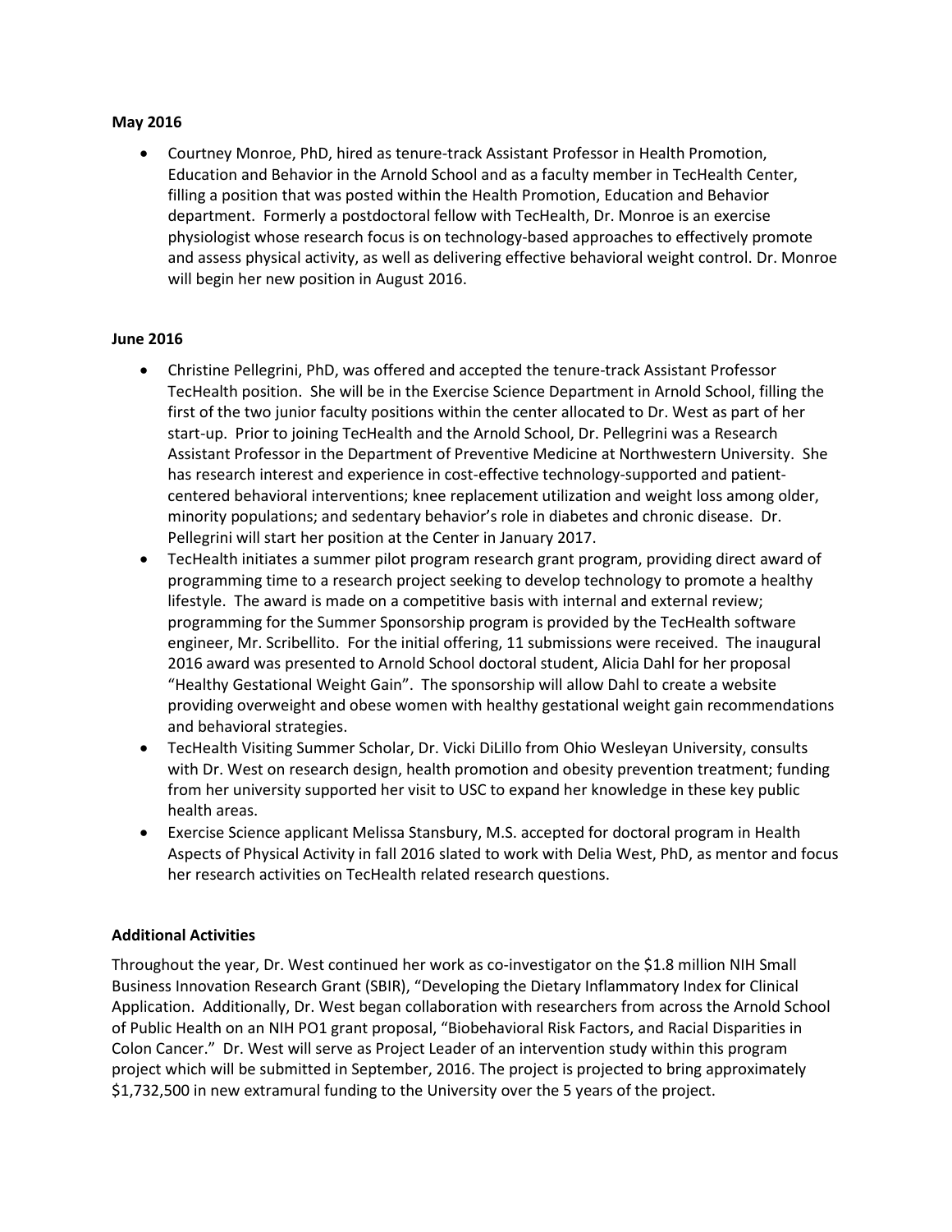**May 2016**

- Courtney Monroe, PhD, hired as tenure-track Assistant Professor in Health Promotion, Education and Behavior in the Arnold School and as a faculty member in TecHealth Center, filling a position that was posted within the Health Promotion, Education and Behavior department. Formerly a postdoctoral fellow with TecHealth, Dr. Monroe is an exercise physiologist whose research focus is on technology-based approaches to effectively promote and assess physical activity, as well as delivering effective behavioral weight control. Dr. Monroe will begin her new position in August 2016.

**June 2016**

- Christine Pellegrini, PhD, was offered and accepted the tenure-track Assistant Professor TecHealth position. She will be in the Exercise Science Department in Arnold School, filling the first of the two junior faculty positions within the center allocated to Dr. West as part of her start-up. Prior to joining TecHealth and the Arnold School, Dr. Pellegrini was a Research Assistant Professor in the Department of Preventive Medicine at Northwestern University. She has research interest and experience in cost-effective technology-supported and patient-centered behavioral interventions; knee replacement utilization and weight loss among older, minority populations; and sedentary behavior's role in diabetes and chronic disease. Dr. Pellegrini will start her position at the Center in January 2017.
- TecHealth initiates a summer pilot program research grant program, providing direct award of programming time to a research project seeking to develop technology to promote a healthy lifestyle. The award is made on a competitive basis with internal and external review; programming for the Summer Sponsorship program is provided by the TecHealth software engineer, Mr. Scribellito. For the initial offering, 11 submissions were received. The inaugural 2016 award was presented to Arnold School doctoral student, Alicia Dahl for her proposal "Healthy Gestational Weight Gain". The sponsorship will allow Dahl to create a website providing overweight and obese women with healthy gestational weight gain recommendations and behavioral strategies.
- TecHealth Visiting Summer Scholar, Dr. Vicki DiLillo from Ohio Wesleyan University, consults with Dr. West on research design, health promotion and obesity prevention treatment; funding from her university supported her visit to USC to expand her knowledge in these key public health areas.
- Exercise Science applicant Melissa Stansbury, M.S. accepted for doctoral program in Health Aspects of Physical Activity in fall 2016 slated to work with Delia West, PhD, as mentor and focus her research activities on TecHealth related research questions.

**Additional Activities**

Throughout the year, Dr. West continued her work as co-investigator on the $1.8 million NIH Small Business Innovation Research Grant (SBIR), "Developing the Dietary Inflammatory Index for Clinical Application. Additionally, Dr. West began collaboration with researchers from across the Arnold School of Public Health on an NIH PO1 grant proposal, "Biobehavioral Risk Factors, and Racial Disparities in Colon Cancer." Dr. West will serve as Project Leader of an intervention study within this program project which will be submitted in September, 2016. The project is projected to bring approximately $1,732,500 in new extramural funding to the University over the 5 years of the project.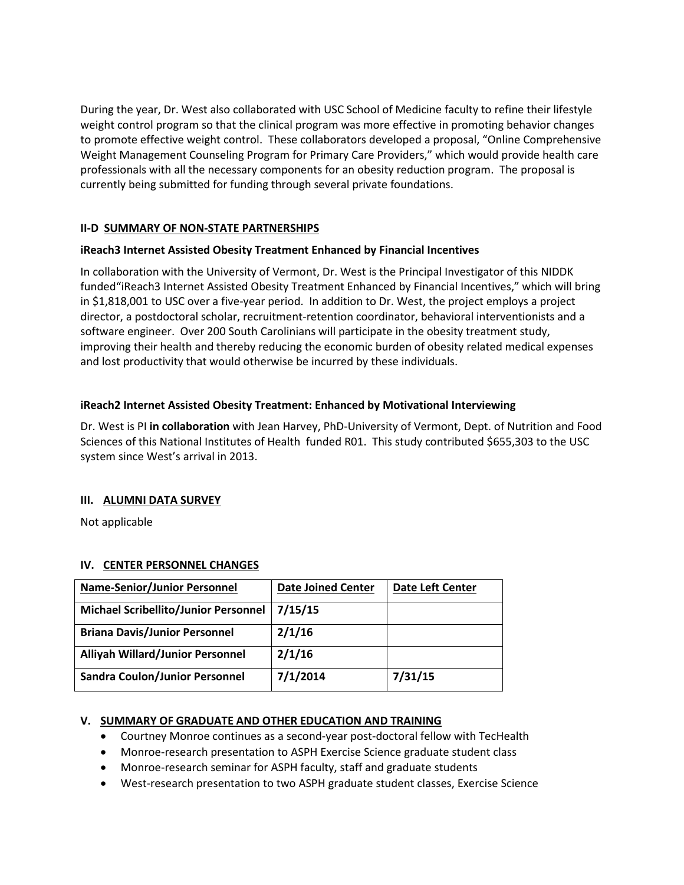During the year, Dr. West also collaborated with USC School of Medicine faculty to refine their lifestyle weight control program so that the clinical program was more effective in promoting behavior changes to promote effective weight control. These collaborators developed a proposal, "Online Comprehensive Weight Management Counseling Program for Primary Care Providers," which would provide health care professionals with all the necessary components for an obesity reduction program. The proposal is currently being submitted for funding through several private foundations.

### II-D SUMMARY OF NON-STATE PARTNERSHIPS

**iReach3 Internet Assisted Obesity Treatment Enhanced by Financial Incentives**

In collaboration with the University of Vermont, Dr. West is the Principal Investigator of this NIDDK funded"iReach3 Internet Assisted Obesity Treatment Enhanced by Financial Incentives," which will bring in $1,818,001 to USC over a five-year period. In addition to Dr. West, the project employs a project director, a postdoctoral scholar, recruitment-retention coordinator, behavioral interventionists and a software engineer. Over 200 South Carolinians will participate in the obesity treatment study, improving their health and thereby reducing the economic burden of obesity related medical expenses and lost productivity that would otherwise be incurred by these individuals.

**iReach2 Internet Assisted Obesity Treatment: Enhanced by Motivational Interviewing**

Dr. West is PI **in collaboration** with Jean Harvey, PhD-University of Vermont, Dept. of Nutrition and Food Sciences of this National Institutes of Health funded R01. This study contributed $655,303 to the USC system since West's arrival in 2013.

### III. ALUMNI DATA SURVEY

Not applicable

### IV. CENTER PERSONNEL CHANGES

| Name-Senior/Junior Personnel | Date Joined Center | Date Left Center |
|---|---|---|
| **Michael Scribellito/Junior Personnel** | **7/15/15** | |
| **Briana Davis/Junior Personnel** | **2/1/16** | |
| **Alliyah Willard/Junior Personnel** | **2/1/16** | |
| **Sandra Coulon/Junior Personnel** | **7/1/2014** | **7/31/15** |

### V. SUMMARY OF GRADUATE AND OTHER EDUCATION AND TRAINING

- Courtney Monroe continues as a second-year post-doctoral fellow with TecHealth
- Monroe-research presentation to ASPH Exercise Science graduate student class
- Monroe-research seminar for ASPH faculty, staff and graduate students
- West-research presentation to two ASPH graduate student classes, Exercise Science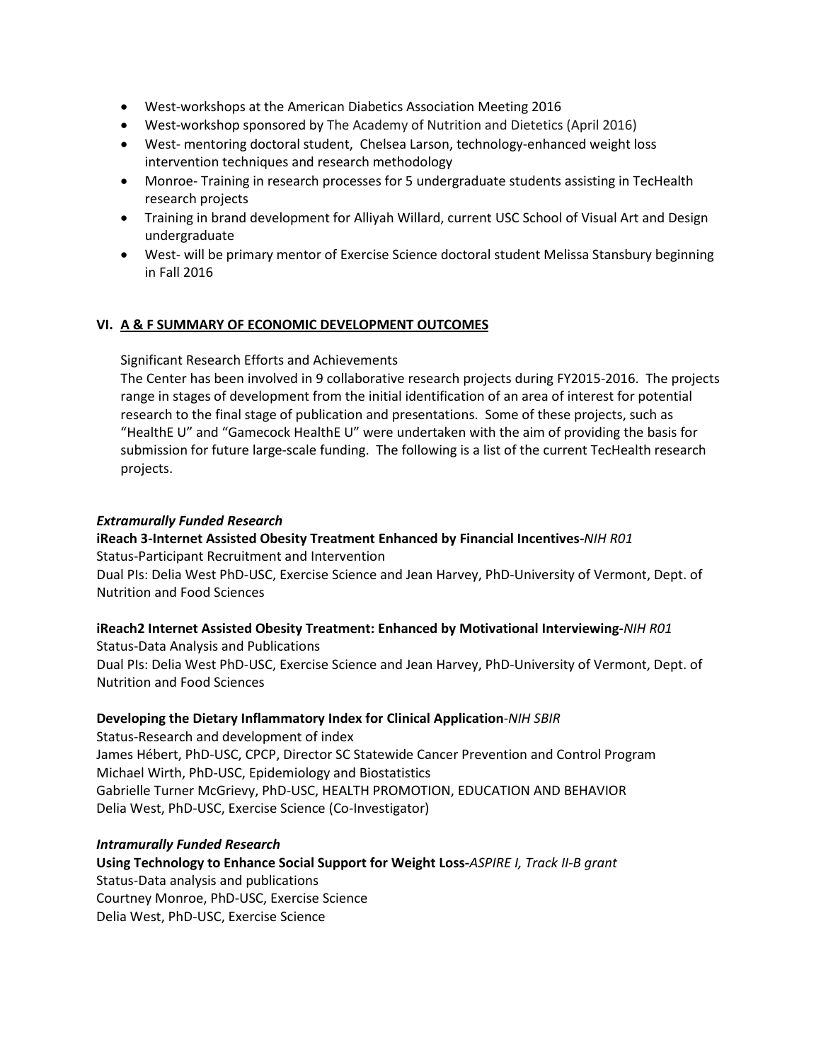- West-workshops at the American Diabetics Association Meeting 2016
- West-workshop sponsored by The Academy of Nutrition and Dietetics (April 2016)
- West- mentoring doctoral student, Chelsea Larson, technology-enhanced weight loss intervention techniques and research methodology
- Monroe- Training in research processes for 5 undergraduate students assisting in TecHealth research projects
- Training in brand development for Alliyah Willard, current USC School of Visual Art and Design undergraduate
- West- will be primary mentor of Exercise Science doctoral student Melissa Stansbury beginning in Fall 2016

## VI. A & F SUMMARY OF ECONOMIC DEVELOPMENT OUTCOMES

Significant Research Efforts and Achievements

The Center has been involved in 9 collaborative research projects during FY2015-2016. The projects range in stages of development from the initial identification of an area of interest for potential research to the final stage of publication and presentations. Some of these projects, such as "HealthE U" and "Gamecock HealthE U" were undertaken with the aim of providing the basis for submission for future large-scale funding. The following is a list of the current TecHealth research projects.

***Extramurally Funded Research***

**iReach 3-Internet Assisted Obesity Treatment Enhanced by Financial Incentives-***NIH R01*

Status-Participant Recruitment and Intervention

Dual PIs: Delia West PhD-USC, Exercise Science and Jean Harvey, PhD-University of Vermont, Dept. of Nutrition and Food Sciences

**iReach2 Internet Assisted Obesity Treatment: Enhanced by Motivational Interviewing-***NIH R01*

Status-Data Analysis and Publications

Dual PIs: Delia West PhD-USC, Exercise Science and Jean Harvey, PhD-University of Vermont, Dept. of Nutrition and Food Sciences

**Developing the Dietary Inflammatory Index for Clinical Application**-*NIH SBIR*

Status-Research and development of index

James Hébert, PhD-USC, CPCP, Director SC Statewide Cancer Prevention and Control Program

Michael Wirth, PhD-USC, Epidemiology and Biostatistics

Gabrielle Turner McGrievy, PhD-USC, HEALTH PROMOTION, EDUCATION AND BEHAVIOR

Delia West, PhD-USC, Exercise Science (Co-Investigator)

***Intramurally Funded Research***

**Using Technology to Enhance Social Support for Weight Loss-***ASPIRE I, Track II-B grant*

Status-Data analysis and publications

Courtney Monroe, PhD-USC, Exercise Science

Delia West, PhD-USC, Exercise Science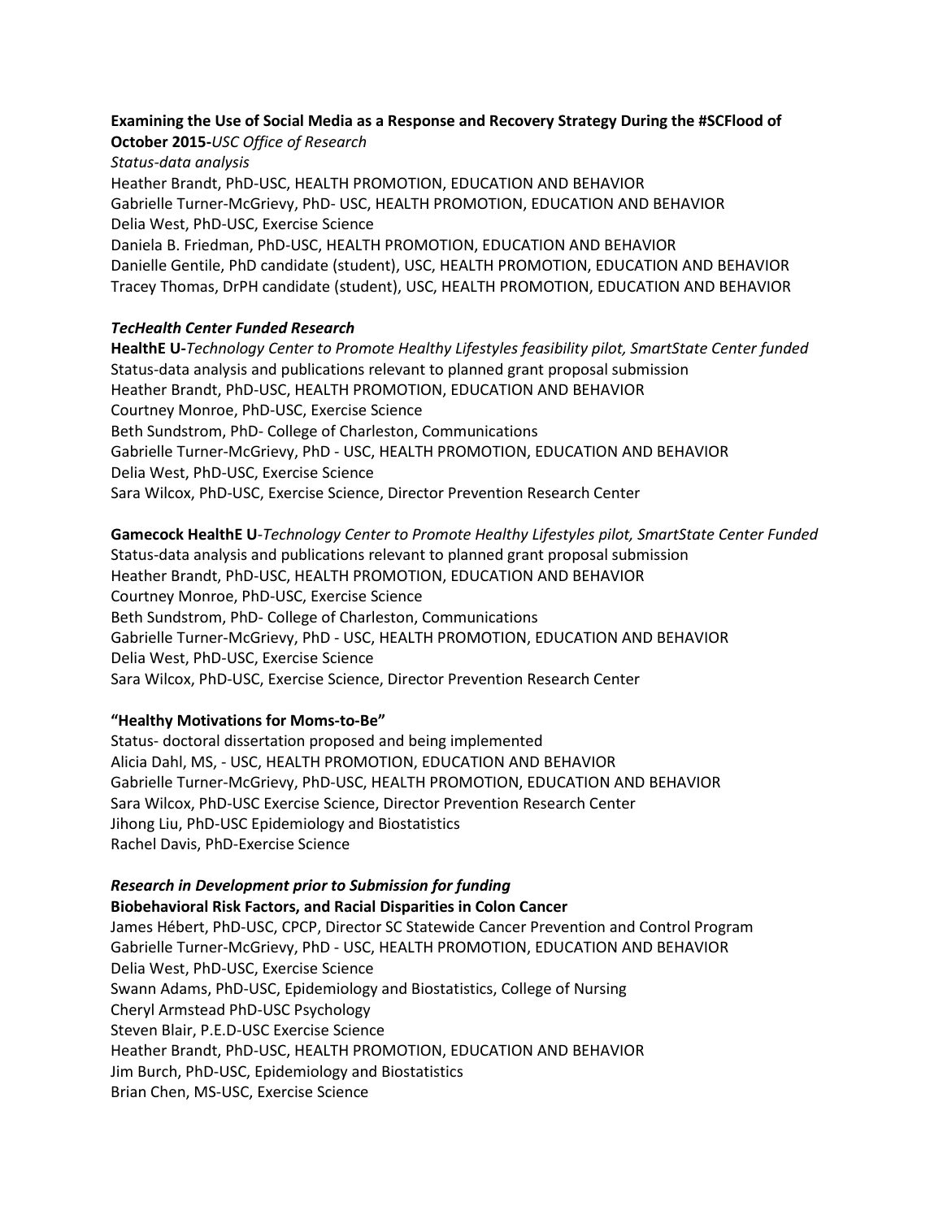**Examining the Use of Social Media as a Response and Recovery Strategy During the #SCFlood of October 2015-***USC Office of Research*
*Status-data analysis*
Heather Brandt, PhD-USC, HEALTH PROMOTION, EDUCATION AND BEHAVIOR
Gabrielle Turner-McGrievy, PhD- USC, HEALTH PROMOTION, EDUCATION AND BEHAVIOR
Delia West, PhD-USC, Exercise Science
Daniela B. Friedman, PhD-USC, HEALTH PROMOTION, EDUCATION AND BEHAVIOR
Danielle Gentile, PhD candidate (student), USC, HEALTH PROMOTION, EDUCATION AND BEHAVIOR
Tracey Thomas, DrPH candidate (student), USC, HEALTH PROMOTION, EDUCATION AND BEHAVIOR

***TecHealth Center Funded Research***

**HealthE U-***Technology Center to Promote Healthy Lifestyles feasibility pilot, SmartState Center funded*
Status-data analysis and publications relevant to planned grant proposal submission
Heather Brandt, PhD-USC, HEALTH PROMOTION, EDUCATION AND BEHAVIOR
Courtney Monroe, PhD-USC, Exercise Science
Beth Sundstrom, PhD- College of Charleston, Communications
Gabrielle Turner-McGrievy, PhD - USC, HEALTH PROMOTION, EDUCATION AND BEHAVIOR
Delia West, PhD-USC, Exercise Science
Sara Wilcox, PhD-USC, Exercise Science, Director Prevention Research Center

**Gamecock HealthE U**-*Technology Center to Promote Healthy Lifestyles pilot, SmartState Center Funded*
Status-data analysis and publications relevant to planned grant proposal submission
Heather Brandt, PhD-USC, HEALTH PROMOTION, EDUCATION AND BEHAVIOR
Courtney Monroe, PhD-USC, Exercise Science
Beth Sundstrom, PhD- College of Charleston, Communications
Gabrielle Turner-McGrievy, PhD - USC, HEALTH PROMOTION, EDUCATION AND BEHAVIOR
Delia West, PhD-USC, Exercise Science
Sara Wilcox, PhD-USC, Exercise Science, Director Prevention Research Center

**"Healthy Motivations for Moms-to-Be"**
Status- doctoral dissertation proposed and being implemented
Alicia Dahl, MS, - USC, HEALTH PROMOTION, EDUCATION AND BEHAVIOR
Gabrielle Turner-McGrievy, PhD-USC, HEALTH PROMOTION, EDUCATION AND BEHAVIOR
Sara Wilcox, PhD-USC Exercise Science, Director Prevention Research Center
Jihong Liu, PhD-USC Epidemiology and Biostatistics
Rachel Davis, PhD-Exercise Science

***Research in Development prior to Submission for funding***

**Biobehavioral Risk Factors, and Racial Disparities in Colon Cancer**
James Hébert, PhD-USC, CPCP, Director SC Statewide Cancer Prevention and Control Program
Gabrielle Turner-McGrievy, PhD - USC, HEALTH PROMOTION, EDUCATION AND BEHAVIOR
Delia West, PhD-USC, Exercise Science
Swann Adams, PhD-USC, Epidemiology and Biostatistics, College of Nursing
Cheryl Armstead PhD-USC Psychology
Steven Blair, P.E.D-USC Exercise Science
Heather Brandt, PhD-USC, HEALTH PROMOTION, EDUCATION AND BEHAVIOR
Jim Burch, PhD-USC, Epidemiology and Biostatistics
Brian Chen, MS-USC, Exercise Science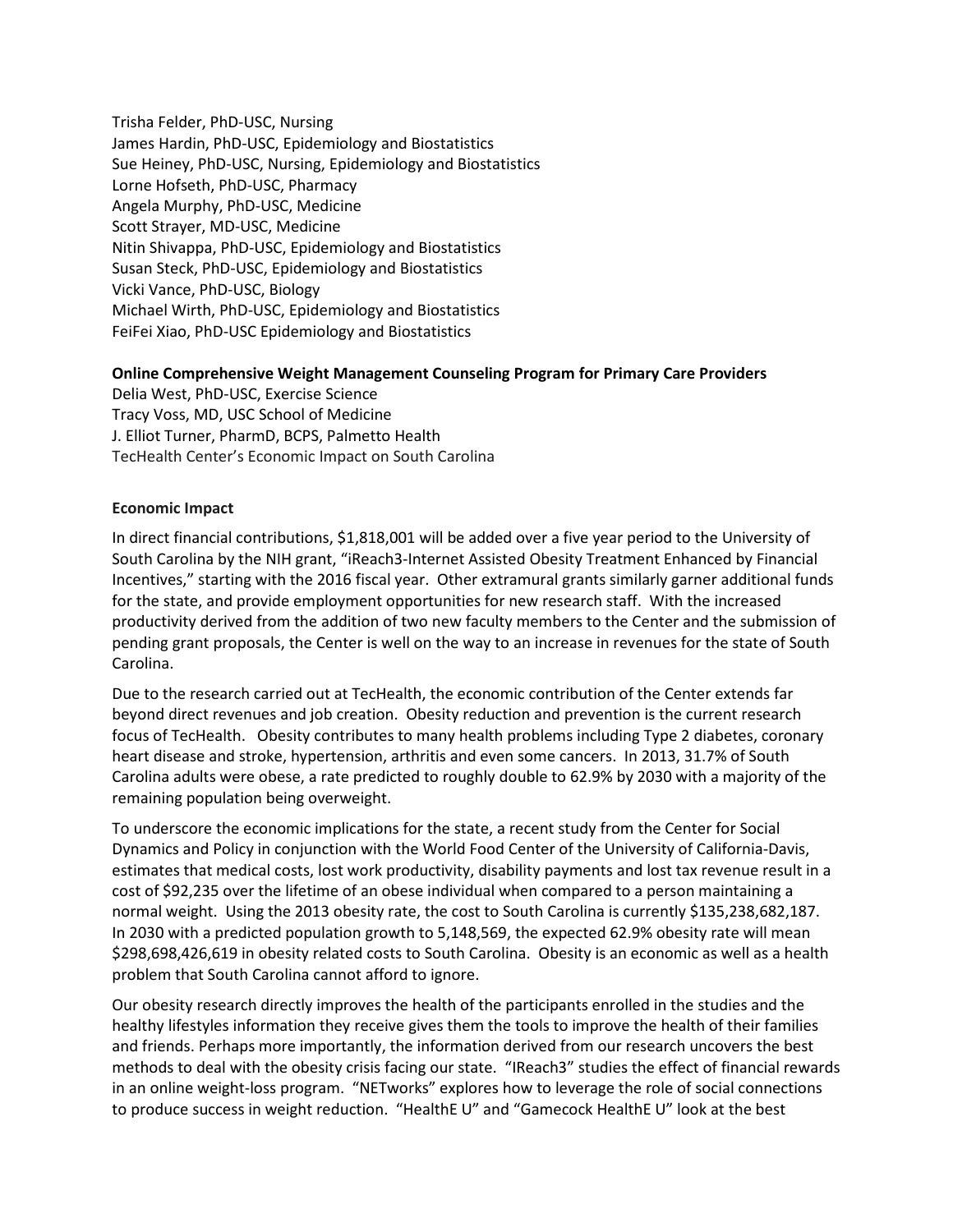Trisha Felder, PhD-USC, Nursing
James Hardin, PhD-USC, Epidemiology and Biostatistics
Sue Heiney, PhD-USC, Nursing, Epidemiology and Biostatistics
Lorne Hofseth, PhD-USC, Pharmacy
Angela Murphy, PhD-USC, Medicine
Scott Strayer, MD-USC, Medicine
Nitin Shivappa, PhD-USC, Epidemiology and Biostatistics
Susan Steck, PhD-USC, Epidemiology and Biostatistics
Vicki Vance, PhD-USC, Biology
Michael Wirth, PhD-USC, Epidemiology and Biostatistics
FeiFei Xiao, PhD-USC Epidemiology and Biostatistics

**Online Comprehensive Weight Management Counseling Program for Primary Care Providers**
Delia West, PhD-USC, Exercise Science
Tracy Voss, MD, USC School of Medicine
J. Elliot Turner, PharmD, BCPS, Palmetto Health
TecHealth Center's Economic Impact on South Carolina

**Economic Impact**

In direct financial contributions, $1,818,001 will be added over a five year period to the University of South Carolina by the NIH grant, "iReach3-Internet Assisted Obesity Treatment Enhanced by Financial Incentives," starting with the 2016 fiscal year. Other extramural grants similarly garner additional funds for the state, and provide employment opportunities for new research staff. With the increased productivity derived from the addition of two new faculty members to the Center and the submission of pending grant proposals, the Center is well on the way to an increase in revenues for the state of South Carolina.

Due to the research carried out at TecHealth, the economic contribution of the Center extends far beyond direct revenues and job creation. Obesity reduction and prevention is the current research focus of TecHealth. Obesity contributes to many health problems including Type 2 diabetes, coronary heart disease and stroke, hypertension, arthritis and even some cancers. In 2013, 31.7% of South Carolina adults were obese, a rate predicted to roughly double to 62.9% by 2030 with a majority of the remaining population being overweight.

To underscore the economic implications for the state, a recent study from the Center for Social Dynamics and Policy in conjunction with the World Food Center of the University of California-Davis, estimates that medical costs, lost work productivity, disability payments and lost tax revenue result in a cost of $92,235 over the lifetime of an obese individual when compared to a person maintaining a normal weight. Using the 2013 obesity rate, the cost to South Carolina is currently $135,238,682,187. In 2030 with a predicted population growth to 5,148,569, the expected 62.9% obesity rate will mean $298,698,426,619 in obesity related costs to South Carolina. Obesity is an economic as well as a health problem that South Carolina cannot afford to ignore.

Our obesity research directly improves the health of the participants enrolled in the studies and the healthy lifestyles information they receive gives them the tools to improve the health of their families and friends. Perhaps more importantly, the information derived from our research uncovers the best methods to deal with the obesity crisis facing our state. "IReach3" studies the effect of financial rewards in an online weight-loss program. "NETworks" explores how to leverage the role of social connections to produce success in weight reduction. "HealthE U" and "Gamecock HealthE U" look at the best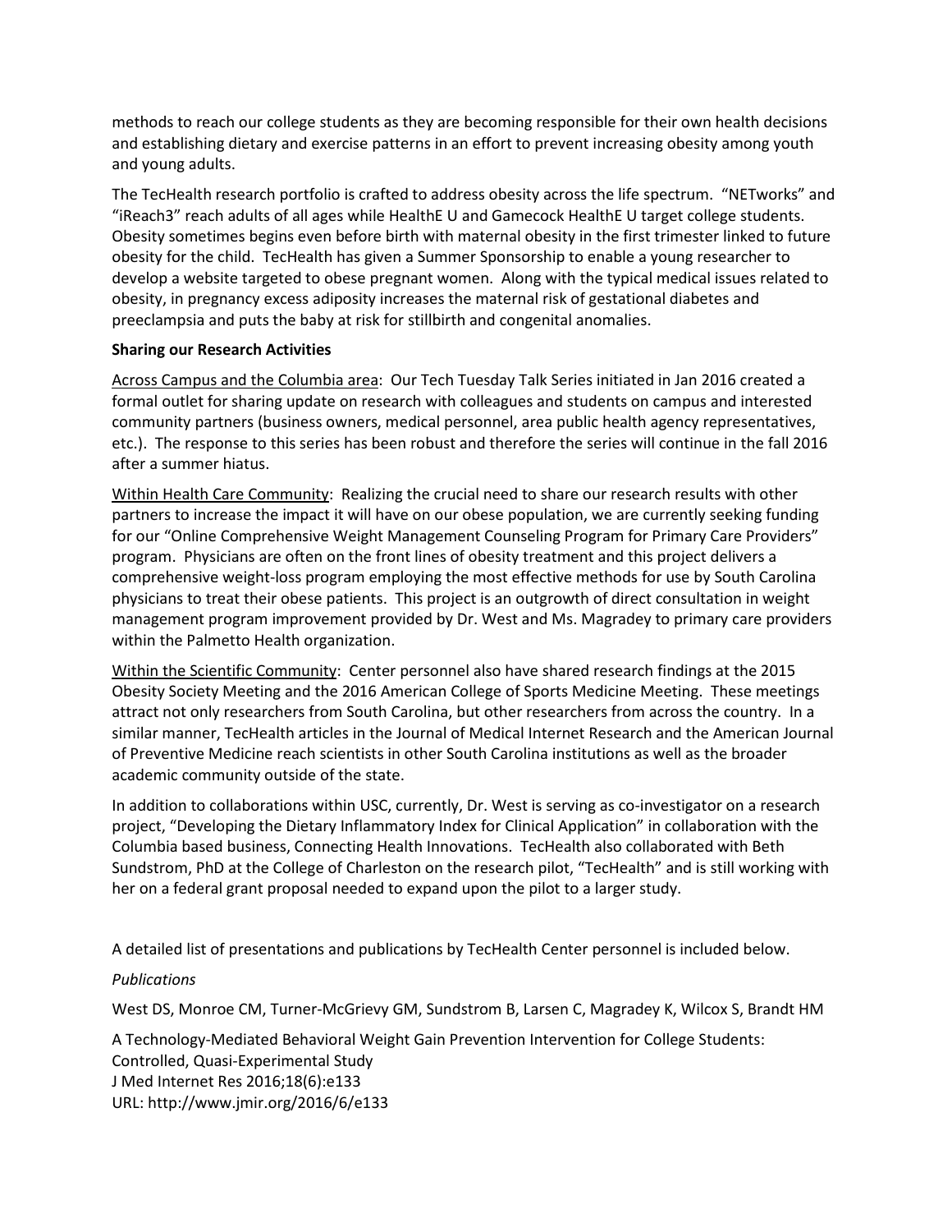methods to reach our college students as they are becoming responsible for their own health decisions and establishing dietary and exercise patterns in an effort to prevent increasing obesity among youth and young adults.

The TecHealth research portfolio is crafted to address obesity across the life spectrum. "NETworks" and "iReach3" reach adults of all ages while HealthE U and Gamecock HealthE U target college students. Obesity sometimes begins even before birth with maternal obesity in the first trimester linked to future obesity for the child. TecHealth has given a Summer Sponsorship to enable a young researcher to develop a website targeted to obese pregnant women. Along with the typical medical issues related to obesity, in pregnancy excess adiposity increases the maternal risk of gestational diabetes and preeclampsia and puts the baby at risk for stillbirth and congenital anomalies.

**Sharing our Research Activities**

Across Campus and the Columbia area: Our Tech Tuesday Talk Series initiated in Jan 2016 created a formal outlet for sharing update on research with colleagues and students on campus and interested community partners (business owners, medical personnel, area public health agency representatives, etc.). The response to this series has been robust and therefore the series will continue in the fall 2016 after a summer hiatus.

Within Health Care Community: Realizing the crucial need to share our research results with other partners to increase the impact it will have on our obese population, we are currently seeking funding for our "Online Comprehensive Weight Management Counseling Program for Primary Care Providers" program. Physicians are often on the front lines of obesity treatment and this project delivers a comprehensive weight-loss program employing the most effective methods for use by South Carolina physicians to treat their obese patients. This project is an outgrowth of direct consultation in weight management program improvement provided by Dr. West and Ms. Magradey to primary care providers within the Palmetto Health organization.

Within the Scientific Community: Center personnel also have shared research findings at the 2015 Obesity Society Meeting and the 2016 American College of Sports Medicine Meeting. These meetings attract not only researchers from South Carolina, but other researchers from across the country. In a similar manner, TecHealth articles in the Journal of Medical Internet Research and the American Journal of Preventive Medicine reach scientists in other South Carolina institutions as well as the broader academic community outside of the state.

In addition to collaborations within USC, currently, Dr. West is serving as co-investigator on a research project, "Developing the Dietary Inflammatory Index for Clinical Application" in collaboration with the Columbia based business, Connecting Health Innovations. TecHealth also collaborated with Beth Sundstrom, PhD at the College of Charleston on the research pilot, "TecHealth" and is still working with her on a federal grant proposal needed to expand upon the pilot to a larger study.

A detailed list of presentations and publications by TecHealth Center personnel is included below.

*Publications*

West DS, Monroe CM, Turner-McGrievy GM, Sundstrom B, Larsen C, Magradey K, Wilcox S, Brandt HM

A Technology-Mediated Behavioral Weight Gain Prevention Intervention for College Students: Controlled, Quasi-Experimental Study
J Med Internet Res 2016;18(6):e133
URL: http://www.jmir.org/2016/6/e133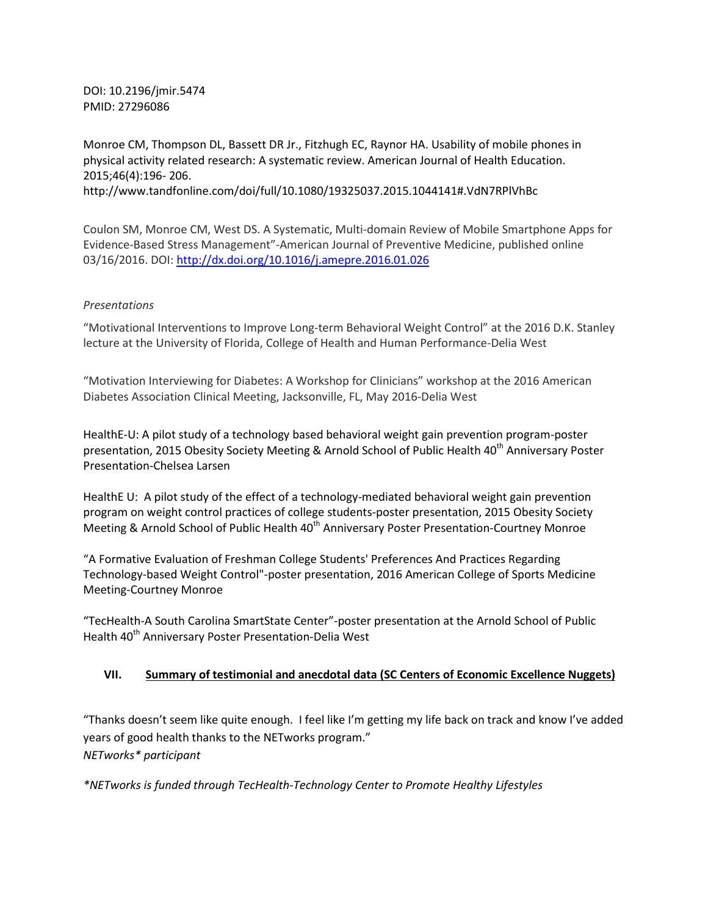DOI: 10.2196/jmir.5474
PMID: 27296086

Monroe CM, Thompson DL, Bassett DR Jr., Fitzhugh EC, Raynor HA. Usability of mobile phones in physical activity related research: A systematic review. American Journal of Health Education. 2015;46(4):196- 206.
http://www.tandfonline.com/doi/full/10.1080/19325037.2015.1044141#.VdN7RPlVhBc

Coulon SM, Monroe CM, West DS. A Systematic, Multi-domain Review of Mobile Smartphone Apps for Evidence-Based Stress Management"-American Journal of Preventive Medicine, published online 03/16/2016. DOI: http://dx.doi.org/10.1016/j.amepre.2016.01.026

*Presentations*

"Motivational Interventions to Improve Long-term Behavioral Weight Control" at the 2016 D.K. Stanley lecture at the University of Florida, College of Health and Human Performance-Delia West

"Motivation Interviewing for Diabetes: A Workshop for Clinicians" workshop at the 2016 American Diabetes Association Clinical Meeting, Jacksonville, FL, May 2016-Delia West

HealthE-U: A pilot study of a technology based behavioral weight gain prevention program-poster presentation, 2015 Obesity Society Meeting & Arnold School of Public Health 40th Anniversary Poster Presentation-Chelsea Larsen

HealthE U: A pilot study of the effect of a technology-mediated behavioral weight gain prevention program on weight control practices of college students-poster presentation, 2015 Obesity Society Meeting & Arnold School of Public Health 40th Anniversary Poster Presentation-Courtney Monroe

"A Formative Evaluation of Freshman College Students' Preferences And Practices Regarding Technology-based Weight Control"-poster presentation, 2016 American College of Sports Medicine Meeting-Courtney Monroe

"TecHealth-A South Carolina SmartState Center"-poster presentation at the Arnold School of Public Health 40th Anniversary Poster Presentation-Delia West

## VII. Summary of testimonial and anecdotal data (SC Centers of Economic Excellence Nuggets)

"Thanks doesn't seem like quite enough. I feel like I'm getting my life back on track and know I've added years of good health thanks to the NETworks program."
*NETworks* participant*

**NETworks is funded through TecHealth-Technology Center to Promote Healthy Lifestyles*